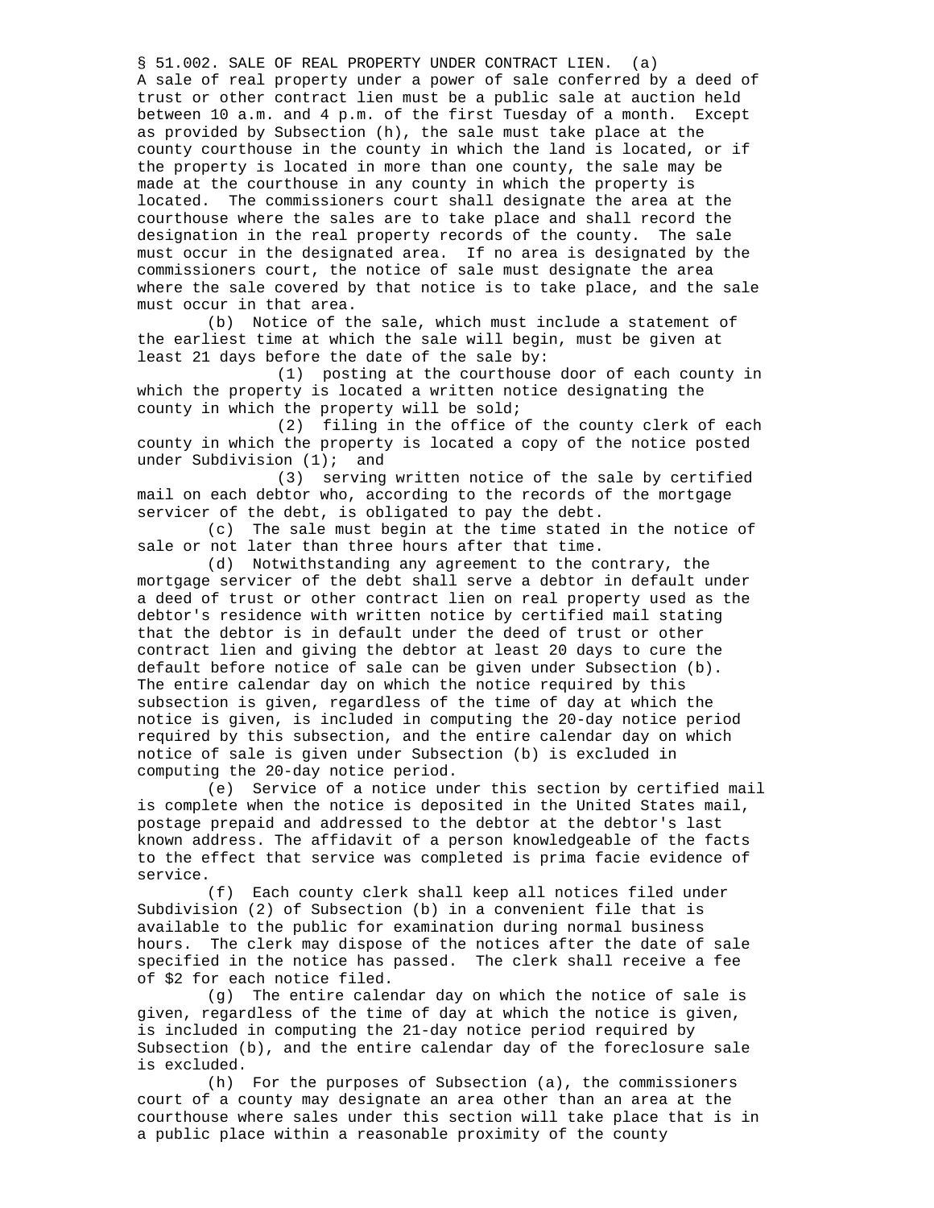§ 51.002. SALE OF REAL PROPERTY UNDER CONTRACT LIEN. (a) A sale of real property under a power of sale conferred by a deed of trust or other contract lien must be a public sale at auction held between 10 a.m. and 4 p.m. of the first Tuesday of a month. Except as provided by Subsection (h), the sale must take place at the county courthouse in the county in which the land is located, or if the property is located in more than one county, the sale may be made at the courthouse in any county in which the property is located. The commissioners court shall designate the area at the courthouse where the sales are to take place and shall record the designation in the real property records of the county. The sale must occur in the designated area. If no area is designated by the commissioners court, the notice of sale must designate the area where the sale covered by that notice is to take place, and the sale must occur in that area.

(b) Notice of the sale, which must include a statement of the earliest time at which the sale will begin, must be given at least 21 days before the date of the sale by:

(1) posting at the courthouse door of each county in which the property is located a written notice designating the county in which the property will be sold;

(2) filing in the office of the county clerk of each county in which the property is located a copy of the notice posted under Subdivision (1); and

(3) serving written notice of the sale by certified mail on each debtor who, according to the records of the mortgage servicer of the debt, is obligated to pay the debt.

(c) The sale must begin at the time stated in the notice of sale or not later than three hours after that time.

(d) Notwithstanding any agreement to the contrary, the mortgage servicer of the debt shall serve a debtor in default under a deed of trust or other contract lien on real property used as the debtor's residence with written notice by certified mail stating that the debtor is in default under the deed of trust or other contract lien and giving the debtor at least 20 days to cure the default before notice of sale can be given under Subsection (b). The entire calendar day on which the notice required by this subsection is given, regardless of the time of day at which the notice is given, is included in computing the 20-day notice period required by this subsection, and the entire calendar day on which notice of sale is given under Subsection (b) is excluded in computing the 20-day notice period.

(e) Service of a notice under this section by certified mail is complete when the notice is deposited in the United States mail, postage prepaid and addressed to the debtor at the debtor's last known address. The affidavit of a person knowledgeable of the facts to the effect that service was completed is prima facie evidence of service.

(f) Each county clerk shall keep all notices filed under Subdivision (2) of Subsection (b) in a convenient file that is available to the public for examination during normal business hours. The clerk may dispose of the notices after the date of sale specified in the notice has passed. The clerk shall receive a fee of $2 for each notice filed.

(g) The entire calendar day on which the notice of sale is given, regardless of the time of day at which the notice is given, is included in computing the 21-day notice period required by Subsection (b), and the entire calendar day of the foreclosure sale is excluded.

(h) For the purposes of Subsection (a), the commissioners court of a county may designate an area other than an area at the courthouse where sales under this section will take place that is in a public place within a reasonable proximity of the county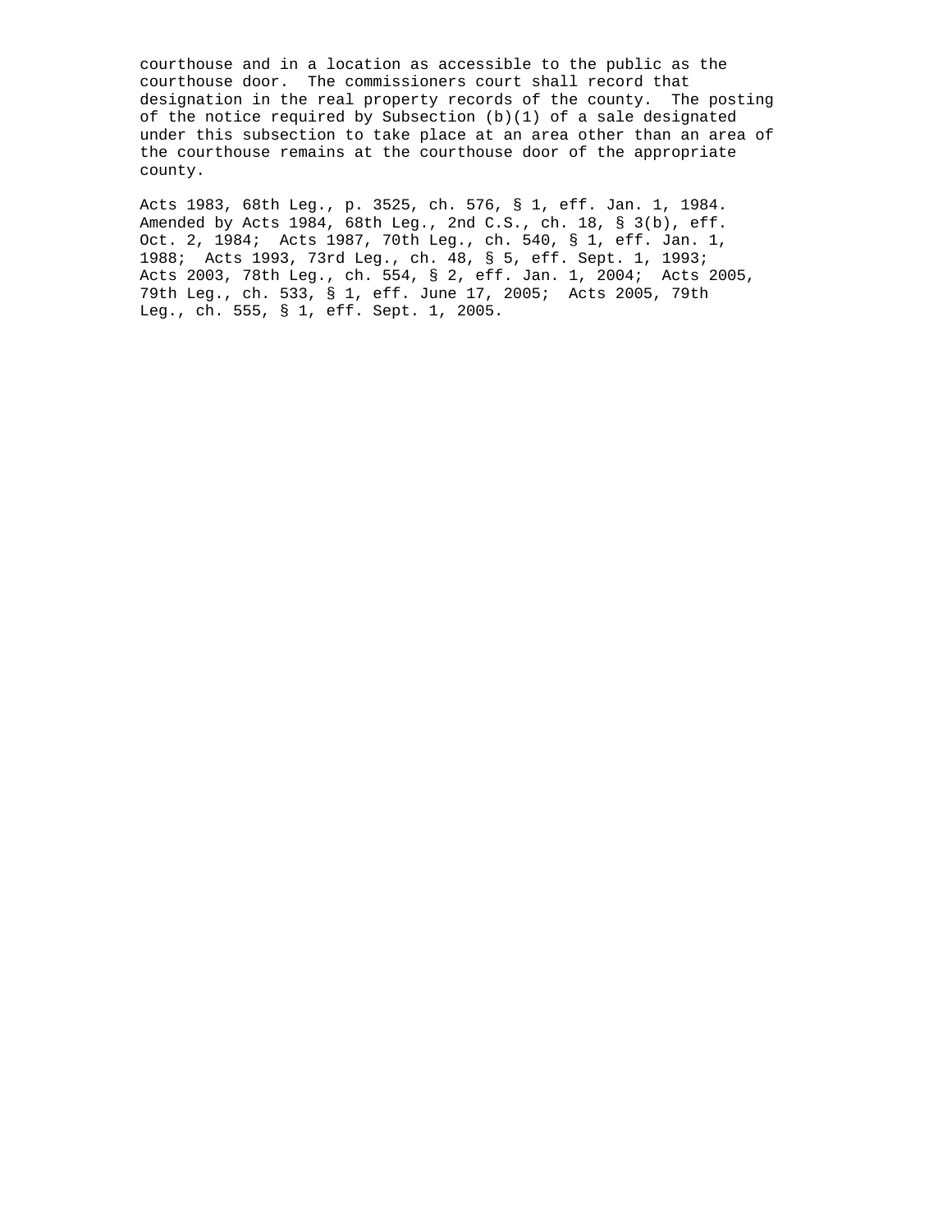courthouse and in a location as accessible to the public as the courthouse door. The commissioners court shall record that designation in the real property records of the county. The posting of the notice required by Subsection (b)(1) of a sale designated under this subsection to take place at an area other than an area of the courthouse remains at the courthouse door of the appropriate county.

Acts 1983, 68th Leg., p. 3525, ch. 576, § 1, eff. Jan. 1, 1984. Amended by Acts 1984, 68th Leg., 2nd C.S., ch. 18, § 3(b), eff. Oct. 2, 1984; Acts 1987, 70th Leg., ch. 540, § 1, eff. Jan. 1, 1988; Acts 1993, 73rd Leg., ch. 48, § 5, eff. Sept. 1, 1993; Acts 2003, 78th Leg., ch. 554, § 2, eff. Jan. 1, 2004; Acts 2005, 79th Leg., ch. 533, § 1, eff. June 17, 2005; Acts 2005, 79th Leg., ch. 555, § 1, eff. Sept. 1, 2005.